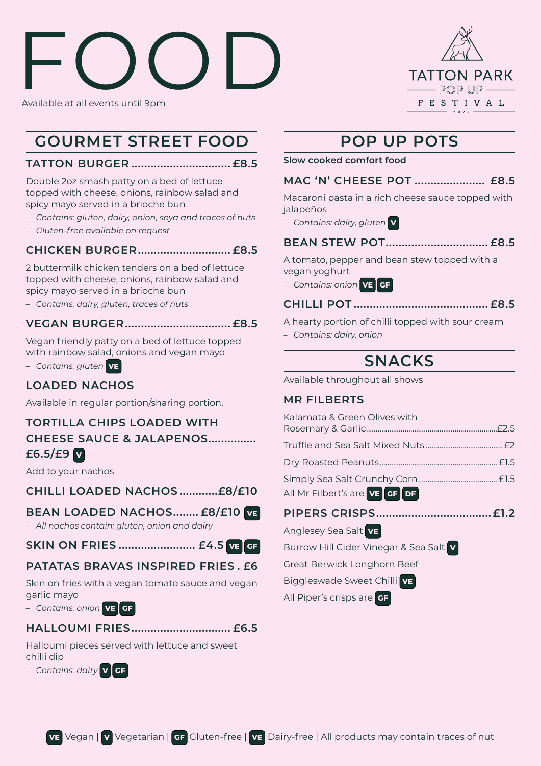# FOOD

Available at all events until 9pm

TATTON PARK
POP UP
FESTIVAL
2022

## GOURMET STREET FOOD

### TATTON BURGER .............................. £8.5

Double 2oz smash patty on a bed of lettuce topped with cheese, onions, rainbow salad and spicy mayo served in a brioche bun

- *Contains: gluten, dairy, onion, soya and traces of nuts*
- *Gluten-free available on request*

### CHICKEN BURGER ............................ £8.5

2 buttermilk chicken tenders on a bed of lettuce topped with cheese, onions, rainbow salad and spicy mayo served in a brioche bun

- *Contains: dairy, gluten, traces of nuts*

### VEGAN BURGER ................................. £8.5

Vegan friendly patty on a bed of lettuce topped with rainbow salad, onions and vegan mayo

- *Contains: gluten* VE

### LOADED NACHOS

Available in regular portion/sharing portion.

### TORTILLA CHIPS LOADED WITH CHEESE SAUCE & JALAPENOS.............. £6.5/£9 V

Add to your nachos

### CHILLI LOADED NACHOS ............£8/£10

### BEAN LOADED NACHOS........ £8/£10 VE

- *All nachos contain: gluten, onion and dairy*

### SKIN ON FRIES ....................... £4.5 VE GF

### PATATAS BRAVAS INSPIRED FRIES . £6

Skin on fries with a vegan tomato sauce and vegan garlic mayo

- *Contains: onion* VE GF

### HALLOUMI FRIES .............................. £6.5

Halloumi pieces served with lettuce and sweet chilli dip

- *Contains: dairy* V GF

## POP UP POTS

**Slow cooked comfort food**

### MAC 'N' CHEESE POT ...................... £8.5

Macaroni pasta in a rich cheese sauce topped with jalapeños

- *Contains: dairy, gluten* V

### BEAN STEW POT .............................. £8.5

A tomato, pepper and bean stew topped with a vegan yoghurt

- *Contains: onion* VE GF

### CHILLI POT ......................................... £8.5

A hearty portion of chilli topped with sour cream

- *Contains: dairy, onion*

## SNACKS

Available throughout all shows

### MR FILBERTS

Kalamata & Green Olives with Rosemary & Garlic.................................................£2.5

Truffle and Sea Salt Mixed Nuts ...................................... £2

Dry Roasted Peanuts........................................................... £1.5

Simply Sea Salt Crunchy Corn....................................... £1.5

All Mr Filbert's are VE GF DF

### PIPERS CRISPS.................................... £1.2

Anglesey Sea Salt VE

Burrow Hill Cider Vinegar & Sea Salt V

Great Berwick Longhorn Beef

Biggleswade Sweet Chilli VE

All Piper's crisps are GF

VE Vegan | V Vegetarian | GF Gluten-free | VE Dairy-free | All products may contain traces of nut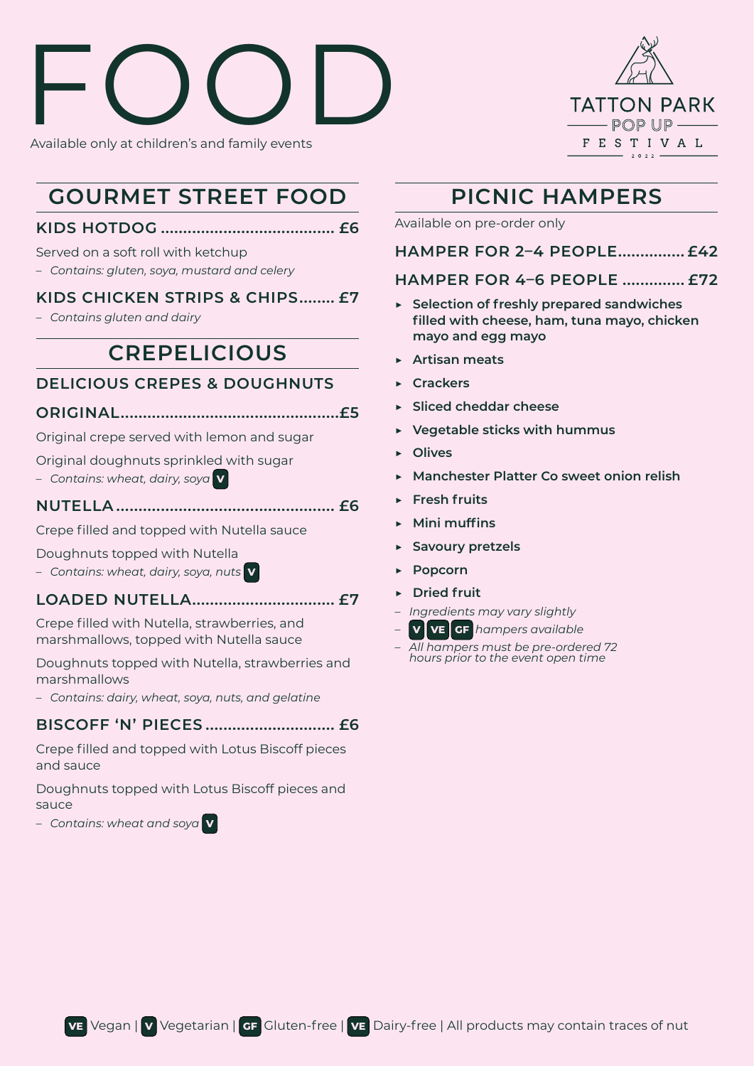# FOOD

Available only at children's and family events

TATTON PARK POP UP FESTIVAL 2022

## GOURMET STREET FOOD

### KIDS HOTDOG ...................................... £6

Served on a soft roll with ketchup

– *Contains: gluten, soya, mustard and celery*

### KIDS CHICKEN STRIPS & CHIPS........ £7

– *Contains gluten and dairy*

## CREPELICIOUS

### DELICIOUS CREPES & DOUGHNUTS

### ORIGINAL................................................£5

Original crepe served with lemon and sugar

Original doughnuts sprinkled with sugar

– *Contains: wheat, dairy, soya* **V**

### NUTELLA ................................................ £6

Crepe filled and topped with Nutella sauce

Doughnuts topped with Nutella

– *Contains: wheat, dairy, soya, nuts* **V**

### LOADED NUTELLA............................... £7

Crepe filled with Nutella, strawberries, and marshmallows, topped with Nutella sauce

Doughnuts topped with Nutella, strawberries and marshmallows

– *Contains: dairy, wheat, soya, nuts, and gelatine*

### BISCOFF 'N' PIECES ............................ £6

Crepe filled and topped with Lotus Biscoff pieces and sauce

Doughnuts topped with Lotus Biscoff pieces and sauce

– *Contains: wheat and soya* **V**

## PICNIC HAMPERS

Available on pre-order only

### HAMPER FOR 2–4 PEOPLE............... £42

### HAMPER FOR 4–6 PEOPLE .............. £72

- **Selection of freshly prepared sandwiches filled with cheese, ham, tuna mayo, chicken mayo and egg mayo**
- **Artisan meats**
- **Crackers**
- **Sliced cheddar cheese**
- **Vegetable sticks with hummus**
- **Olives**
- **Manchester Platter Co sweet onion relish**
- **Fresh fruits**
- **Mini muffins**
- **Savoury pretzels**
- **Popcorn**
- **Dried fruit**

– *Ingredients may vary slightly*

– **V** **VE** **GF** *hampers available*

– *All hampers must be pre-ordered 72 hours prior to the event open time*

**VE** Vegan | **V** Vegetarian | **GF** Gluten-free | **VE** Dairy-free | All products may contain traces of nut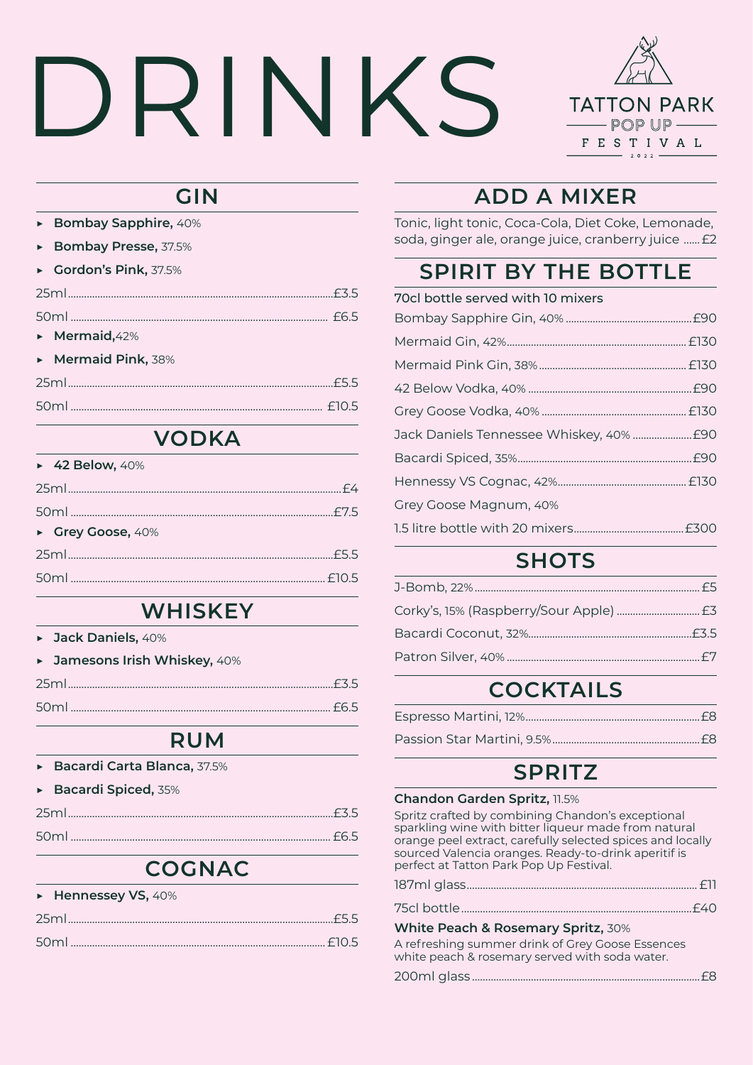# DRINKS

TATTON PARK
POP UP
FESTIVAL
2022

## GIN

- **Bombay Sapphire,** 40%
- **Bombay Presse,** 37.5%
- **Gordon's Pink,** 37.5%

| | |
|---|---|
| 25ml | £3.5 |
| 50ml | £6.5 |

- **Mermaid,**42%
- **Mermaid Pink,** 38%

| | |
|---|---|
| 25ml | £5.5 |
| 50ml | £10.5 |

## VODKA

- **42 Below,** 40%

| | |
|---|---|
| 25ml | £4 |
| 50ml | £7.5 |

- **Grey Goose,** 40%

| | |
|---|---|
| 25ml | £5.5 |
| 50ml | £10.5 |

## WHISKEY

- **Jack Daniels,** 40%
- **Jamesons Irish Whiskey,** 40%

| | |
|---|---|
| 25ml | £3.5 |
| 50ml | £6.5 |

## RUM

- **Bacardi Carta Blanca,** 37.5%
- **Bacardi Spiced,** 35%

| | |
|---|---|
| 25ml | £3.5 |
| 50ml | £6.5 |

## COGNAC

- **Hennessey VS,** 40%

| | |
|---|---|
| 25ml | £5.5 |
| 50ml | £10.5 |

## ADD A MIXER

Tonic, light tonic, Coca-Cola, Diet Coke, Lemonade, soda, ginger ale, orange juice, cranberry juice ...... £2

## SPIRIT BY THE BOTTLE

70cl bottle served with 10 mixers

| | |
|---|---|
| Bombay Sapphire Gin, 40% | £90 |
| Mermaid Gin, 42% | £130 |
| Mermaid Pink Gin, 38% | £130 |
| 42 Below Vodka, 40% | £90 |
| Grey Goose Vodka, 40% | £130 |
| Jack Daniels Tennessee Whiskey, 40% | £90 |
| Bacardi Spiced, 35% | £90 |
| Hennessy VS Cognac, 42% | £130 |

Grey Goose Magnum, 40%

| | |
|---|---|
| 1.5 litre bottle with 20 mixers | £300 |

## SHOTS

| | |
|---|---|
| J-Bomb, 22% | £5 |
| Corky's, 15% (Raspberry/Sour Apple) | £3 |
| Bacardi Coconut, 32% | £3.5 |
| Patron Silver, 40% | £7 |

## COCKTAILS

| | |
|---|---|
| Espresso Martini, 12% | £8 |
| Passion Star Martini, 9.5% | £8 |

## SPRITZ

**Chandon Garden Spritz,** 11.5%

Spritz crafted by combining Chandon's exceptional sparkling wine with bitter liqueur made from natural orange peel extract, carefully selected spices and locally sourced Valencia oranges. Ready-to-drink aperitif is perfect at Tatton Park Pop Up Festival.

| | |
|---|---|
| 187ml glass | £11 |
| 75cl bottle | £40 |

**White Peach & Rosemary Spritz,** 30%

A refreshing summer drink of Grey Goose Essences white peach & rosemary served with soda water.

| | |
|---|---|
| 200ml glass | £8 |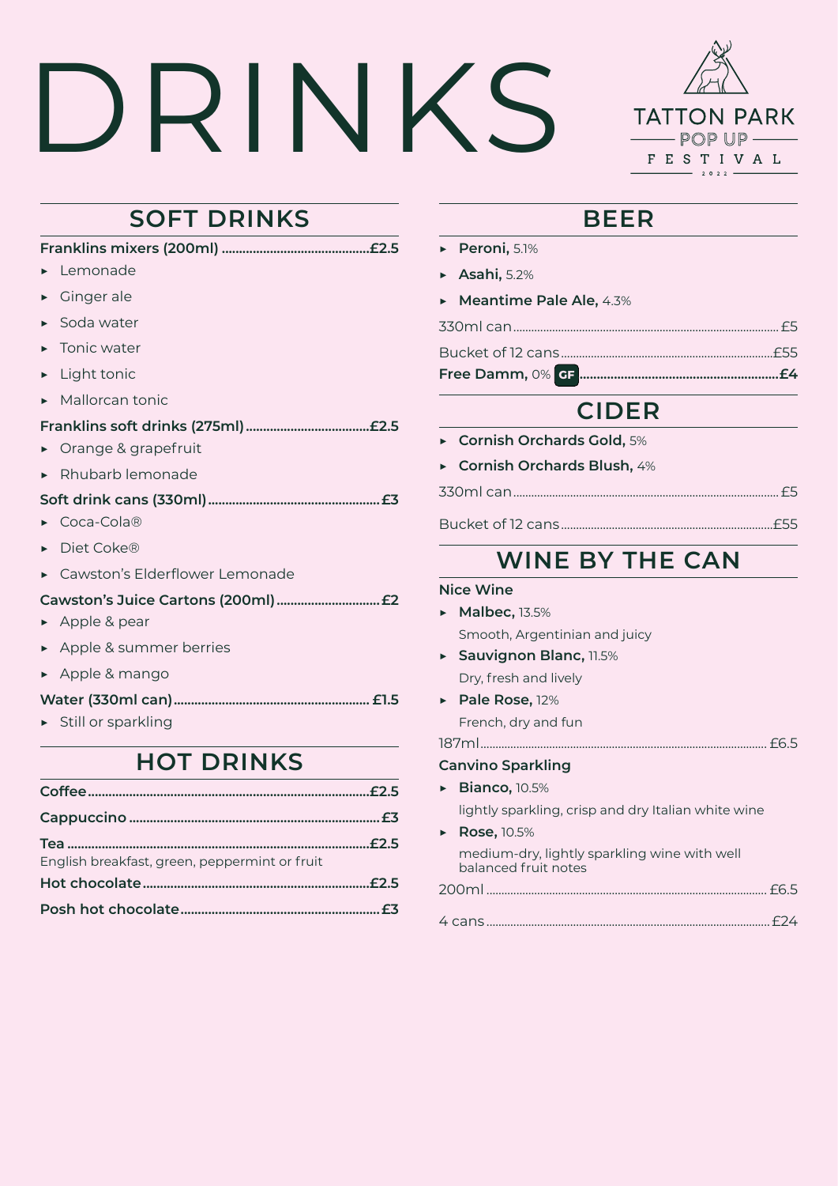# DRINKS

TATTON PARK POP UP FESTIVAL 2022

## SOFT DRINKS

**Franklins mixers (200ml) .......... £2.5**

- Lemonade
- Ginger ale
- Soda water
- Tonic water
- Light tonic
- Mallorcan tonic

**Franklins soft drinks (275ml) .......... £2.5**

- Orange & grapefruit
- Rhubarb lemonade

**Soft drink cans (330ml) .......... £3**

- Coca-Cola®
- Diet Coke®
- Cawston's Elderflower Lemonade

**Cawston's Juice Cartons (200ml) .......... £2**

- Apple & pear
- Apple & summer berries
- Apple & mango

**Water (330ml can) .......... £1.5**

- Still or sparkling

## HOT DRINKS

**Coffee .......... £2.5**

**Cappuccino .......... £3**

**Tea .......... £2.5**

English breakfast, green, peppermint or fruit

**Hot chocolate .......... £2.5**

**Posh hot chocolate .......... £3**

## BEER

- **Peroni,** 5.1%
- **Asahi,** 5.2%
- **Meantime Pale Ale,** 4.3%

330ml can .......... £5

Bucket of 12 cans .......... £55

**Free Damm,** 0% GF .......... **£4**

## CIDER

- **Cornish Orchards Gold,** 5%
- **Cornish Orchards Blush,** 4%

330ml can .......... £5

Bucket of 12 cans .......... £55

## WINE BY THE CAN

**Nice Wine**

- **Malbec,** 13.5%
  Smooth, Argentinian and juicy
- **Sauvignon Blanc,** 11.5%
  Dry, fresh and lively
- **Pale Rose,** 12%
  French, dry and fun

187ml .......... £6.5

**Canvino Sparkling**

- **Bianco,** 10.5%
  lightly sparkling, crisp and dry Italian white wine
- **Rose,** 10.5%
  medium-dry, lightly sparkling wine with well balanced fruit notes

200ml .......... £6.5

4 cans .......... £24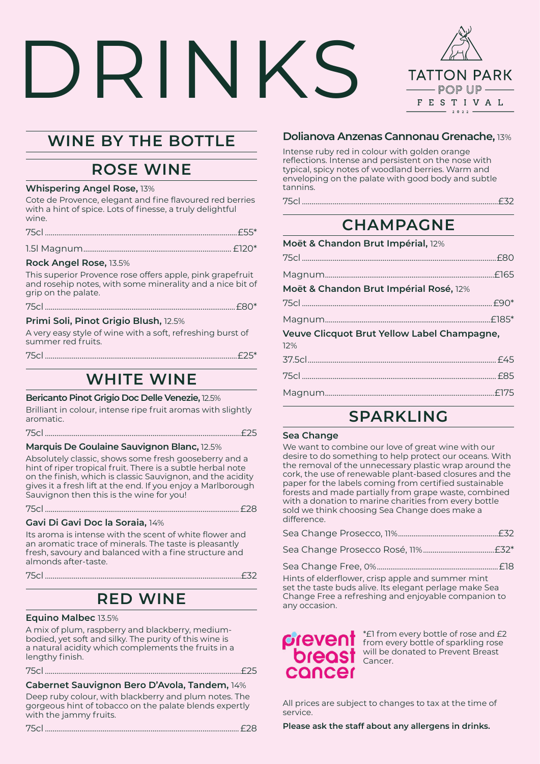# DRINKS

TATTON PARK
POP UP
FESTIVAL
2022

## WINE BY THE BOTTLE

## ROSE WINE

**Whispering Angel Rose,** 13%

Cote de Provence, elegant and fine flavoured red berries with a hint of spice. Lots of finesse, a truly delightful wine.

75cl .......... £55*

1.5l Magnum .......... £120*

**Rock Angel Rose,** 13.5%

This superior Provence rose offers apple, pink grapefruit and rosehip notes, with some minerality and a nice bit of grip on the palate.

75cl .......... £80*

**Primi Soli, Pinot Grigio Blush,** 12.5%

A very easy style of wine with a soft, refreshing burst of summer red fruits.

75cl .......... £25*

## WHITE WINE

**Bericanto Pinot Grigio Doc Delle Venezie,** 12.5%

Brilliant in colour, intense ripe fruit aromas with slightly aromatic.

75cl .......... £25

**Marquis De Goulaine Sauvignon Blanc,** 12.5%

Absolutely classic, shows some fresh gooseberry and a hint of riper tropical fruit. There is a subtle herbal note on the finish, which is classic Sauvignon, and the acidity gives it a fresh lift at the end. If you enjoy a Marlborough Sauvignon then this is the wine for you!

75cl .......... £28

**Gavi Di Gavi Doc la Soraia,** 14%

Its aroma is intense with the scent of white flower and an aromatic trace of minerals. The taste is pleasantly fresh, savoury and balanced with a fine structure and almonds after-taste.

75cl .......... £32

## RED WINE

**Equino Malbec** 13.5%

A mix of plum, raspberry and blackberry, medium-bodied, yet soft and silky. The purity of this wine is a natural acidity which complements the fruits in a lengthy finish.

75cl .......... £25

**Cabernet Sauvignon Bero D'Avola, Tandem,** 14%

Deep ruby colour, with blackberry and plum notes. The gorgeous hint of tobacco on the palate blends expertly with the jammy fruits.

75cl .......... £28

**Dolianova Anzenas Cannonau Grenache,** 13%

Intense ruby red in colour with golden orange reflections. Intense and persistent on the nose with typical, spicy notes of woodland berries. Warm and enveloping on the palate with good body and subtle tannins.

75cl .......... £32

## CHAMPAGNE

**Moët & Chandon Brut Impérial,** 12%

75cl .......... £80

Magnum .......... £165

**Moët & Chandon Brut Impérial Rosé,** 12%

75cl .......... £90*

Magnum .......... £185*

**Veuve Clicquot Brut Yellow Label Champagne,** 12%

37.5cl .......... £45

75cl .......... £85

Magnum .......... £175

## SPARKLING

**Sea Change**

We want to combine our love of great wine with our desire to do something to help protect our oceans. With the removal of the unnecessary plastic wrap around the cork, the use of renewable plant-based closures and the paper for the labels coming from certified sustainable forests and made partially from grape waste, combined with a donation to marine charities from every bottle sold we think choosing Sea Change does make a difference.

Sea Change Prosecco, 11% .......... £32

Sea Change Prosecco Rosé, 11% .......... £32*

Sea Change Free, 0% .......... £18

Hints of elderflower, crisp apple and summer mint set the taste buds alive. Its elegant perlage make Sea Change Free a refreshing and enjoyable companion to any occasion.

prevent breast cancer

*£1 from every bottle of rose and £2 from every bottle of sparkling rose will be donated to Prevent Breast Cancer.

All prices are subject to changes to tax at the time of service.

**Please ask the staff about any allergens in drinks.**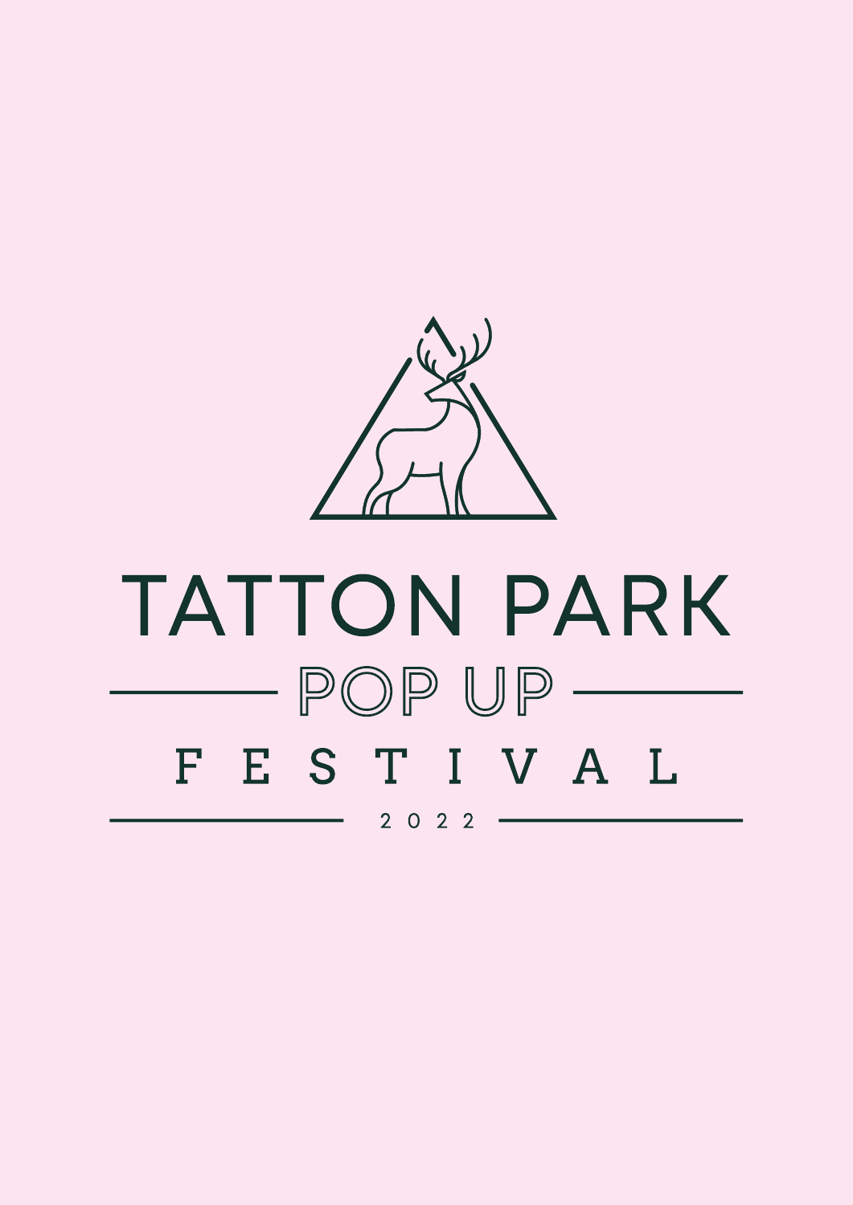# TATTON PARK

## POP UP

## FESTIVAL

2022